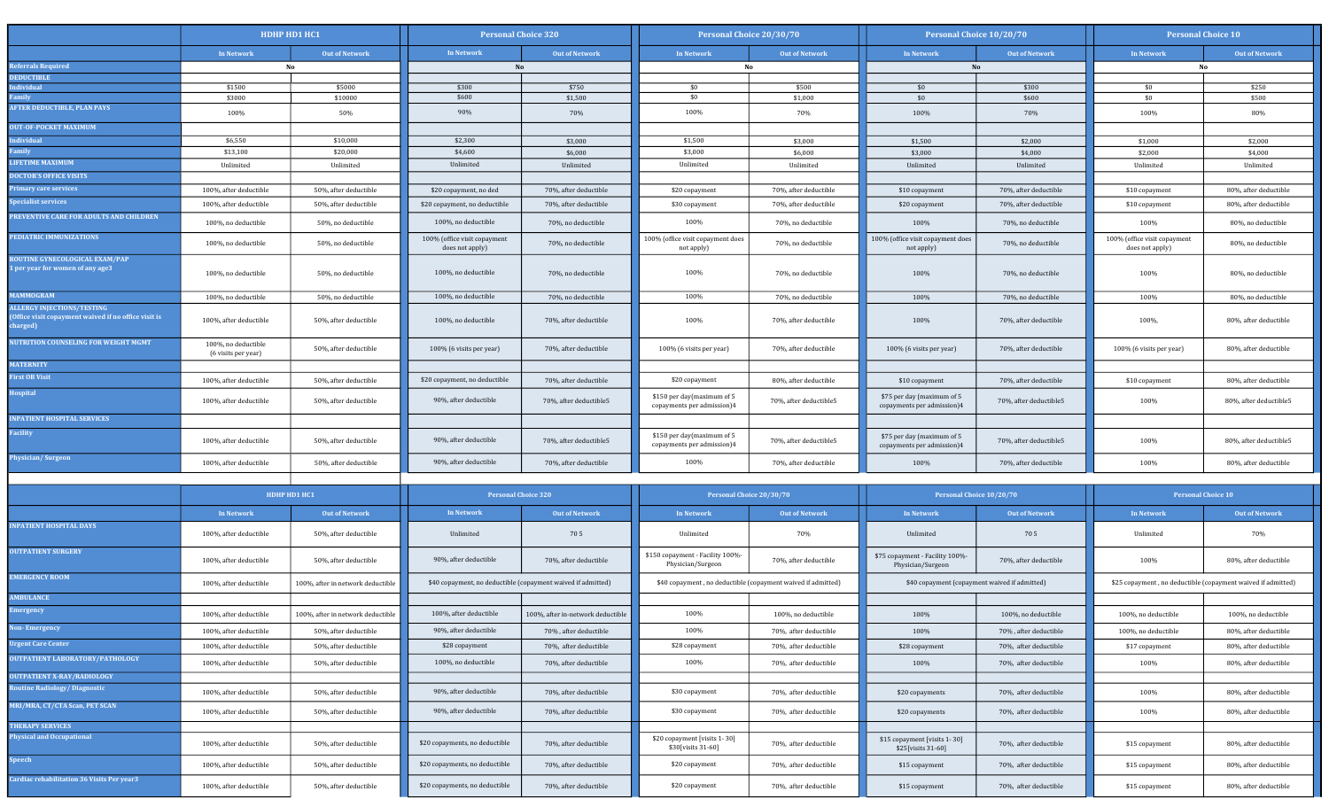| | HDHP HD1 HC1 | | Personal Choice 320 | | Personal Choice 20/30/70 | | Personal Choice 10/20/70 | | Personal Choice 10 | |
|---|---|---|---|---|---|---|---|---|---|---|
| | In Network | Out of Network | In Network | Out of Network | In Network | Out of Network | In Network | Out of Network | In Network | Out of Network |
| Referrals Required | No | | No | | No | | No | | No | |
| DEDUCTIBLE | | | | | | | | | | |
| Individual | $1500 | $5000 | $300 | $750 | $0 | $500 | $0 | $300 | $0 | $250 |
| Family | $3000 | $10000 | $600 | $1,500 | $0 | $1,000 | $0 | $600 | $0 | $500 |
| AFTER DEDUCTIBLE, PLAN PAYS | 100% | 50% | 90% | 70% | 100% | 70% | 100% | 70% | 100% | 80% |
| OUT-OF-POCKET MAXIMUM | | | | | | | | | | |
| Individual | $6,550 | $10,000 | $2,300 | $3,000 | $1,500 | $3,000 | $1,500 | $2,000 | $1,000 | $2,000 |
| Family | $13,100 | $20,000 | $4,600 | $6,000 | $3,000 | $6,000 | $3,000 | $4,000 | $2,000 | $4,000 |
| LIFETIME MAXIMUM | Unlimited | Unlimited | Unlimited | Unlimited | Unlimited | Unlimited | Unlimited | Unlimited | Unlimited | Unlimited |
| DOCTOR'S OFFICE VISITS | | | | | | | | | | |
| Primary care services | 100%, after deductible | 50%, after deductible | $20 copayment, no ded | 70%, after deductible | $20 copayment | 70%, after deductible | $10 copayment | 70%, after deductible | $10 copayment | 80%, after deductible |
| Specialist services | 100%, after deductible | 50%, after deductible | $20 copayment, no deductible | 70%, after deductible | $30 copayment | 70%, after deductible | $20 copayment | 70%, after deductible | $10 copayment | 80%, after deductible |
| PREVENTIVE CARE FOR ADULTS AND CHILDREN | 100%, no deductible | 50%, no deductible | 100%, no deductible | 70%, no deductible | 100% | 70%, no deductible | 100% | 70%, no deductible | 100% | 80%, no deductible |
| PEDIATRIC IMMUNIZATIONS | 100%, no deductible | 50%, no deductible | 100% (office visit copayment does not apply) | 70%, no deductible | 100% (office visit copayment does not apply) | 70%, no deductible | 100% (office visit copayment does not apply) | 70%, no deductible | 100% (office visit copayment does not apply) | 80%, no deductible |
| ROUTINE GYNECOLOGICAL EXAM/PAP 1 per year for women of any age3 | 100%, no deductible | 50%, no deductible | 100%, no deductible | 70%, no deductible | 100% | 70%, no deductible | 100% | 70%, no deductible | 100% | 80%, no deductible |
| MAMMOGRAM | 100%, no deductible | 50%, no deductible | 100%, no deductible | 70%, no deductible | 100% | 70%, no deductible | 100% | 70%, no deductible | 100% | 80%, no deductible |
| ALLERGY INJECTIONS/TESTING (Office visit copayment waived if no office visit is charged) | 100%, after deductible | 50%, after deductible | 100%, no deductible | 70%, after deductible | 100% | 70%, after deductible | 100% | 70%, after deductible | 100%, | 80%, after deductible |
| NUTRITION COUNSELING FOR WEIGHT MGMT | 100%, no deductible (6 visits per year) | 50%, after deductible | 100% (6 visits per year) | 70%, after deductible | 100% (6 visits per year) | 70%, after deductible | 100% (6 visits per year) | 70%, after deductible | 100% (6 visits per year) | 80%, after deductible |
| MATERNITY | | | | | | | | | | |
| First OB Visit | 100%, after deductible | 50%, after deductible | $20 copayment, no deductible | 70%, after deductible | $20 copayment | 80%, after deductible | $10 copayment | 70%, after deductible | $10 copayment | 80%, after deductible |
| Hospital | 100%, after deductible | 50%, after deductible | 90%, after deductible | 70%, after deductible5 | $150 per day(maximum of 5 copayments per admission)4 | 70%, after deductible5 | $75 per day (maximum of 5 copayments per admission)4 | 70%, after deductible5 | 100% | 80%, after deductible5 |
| INPATIENT HOSPITAL SERVICES | | | | | | | | | | |
| Facility | 100%, after deductible | 50%, after deductible | 90%, after deductible | 70%, after deductible5 | $150 per day(maximum of 5 copayments per admission)4 | 70%, after deductible5 | $75 per day (maximum of 5 copayments per admission)4 | 70%, after deductible5 | 100% | 80%, after deductible5 |
| Physician/ Surgeon | 100%, after deductible | 50%, after deductible | 90%, after deductible | 70%, after deductible | 100% | 70%, after deductible | 100% | 70%, after deductible | 100% | 80%, after deductible |

| | HDHP HD1 HC1 | | Personal Choice 320 | | Personal Choice 20/30/70 | | Personal Choice 10/20/70 | | Personal Choice 10 | |
|---|---|---|---|---|---|---|---|---|---|---|
| | In Network | Out of Network | In Network | Out of Network | In Network | Out of Network | In Network | Out of Network | In Network | Out of Network |
| INPATIENT HOSPITAL DAYS | 100%, after deductible | 50%, after deductible | Unlimited | 70 5 | Unlimited | 70% | Unlimited | 70 5 | Unlimited | 70% |
| OUTPATIENT SURGERY | 100%, after deductible | 50%, after deductible | 90%, after deductible | 70%, after deductible | $150 copayment - Facility 100%- Physician/Surgeon | 70%, after deductible | $75 copayment - Facility 100%- Physician/Surgeon | 70%, after deductible | 100% | 80%, after deductible |
| EMERGENCY ROOM | 100%, after deductible | 100%, after in network deductible | $40 copayment, no deductible (copayment waived if admitted) | | $40 copayment , no deductible (copayment waived if admitted) | | $40 copayment (copayment waived if admitted) | | $25 copayment , no deductible (copayment waived if admitted) | |
| AMBULANCE | | | | | | | | | | |
| Emergency | 100%, after deductible | 100%, after in network deductible | 100%, after deductible | 100%, after in-network deductible | 100% | 100%, no deductible | 100% | 100%, no deductible | 100%, no deductible | 100%, no deductible |
| Non- Emergency | 100%, after deductible | 50%, after deductible | 90%, after deductible | 70% , after deductible | 100% | 70%, after deductible | 100% | 70% , after deductible | 100%, no deductible | 80%, after deductible |
| Urgent Care Center | 100%, after deductible | 50%, after deductible | $28 copayment | 70%, after deductible | $28 copayment | 70%, after deductible | $28 copayment | 70%, after deductible | $17 copayment | 80%, after deductible |
| OUTPATIENT LABORATORY/PATHOLOGY | 100%, after deductible | 50%, after deductible | 100%, no deductible | 70%, after deductible | 100% | 70%, after deductible | 100% | 70%, after deductible | 100% | 80%, after deductible |
| OUTPATIENT X-RAY/RADIOLOGY | | | | | | | | | | |
| Routine Radiology/ Diagnostic | 100%, after deductible | 50%, after deductible | 90%, after deductible | 70%, after deductible | $30 copayment | 70%, after deductible | $20 copayments | 70%, after deductible | 100% | 80%, after deductible |
| MRI/MRA, CT/CTA Scan, PET SCAN | 100%, after deductible | 50%, after deductible | 90%, after deductible | 70%, after deductible | $30 copayment | 70%, after deductible | $20 copayments | 70%, after deductible | 100% | 80%, after deductible |
| THERAPY SERVICES | | | | | | | | | | |
| Physical and Occupational | 100%, after deductible | 50%, after deductible | $20 copayments, no deductible | 70%, after deductible | $20 copayment [visits 1- 30] $30[visits 31-60] | 70%, after deductible | $15 copayment [visits 1- 30] $25[visits 31-60] | 70%, after deductible | $15 copayment | 80%, after deductible |
| Speech | 100%, after deductible | 50%, after deductible | $20 copayments, no deductible | 70%, after deductible | $20 copayment | 70%, after deductible | $15 copayment | 70%, after deductible | $15 copayment | 80%, after deductible |
| Cardiac rehabilitation 36 Visits Per year3 | 100%, after deductible | 50%, after deductible | $20 copayments, no deductible | 70%, after deductible | $20 copayment | 70%, after deductible | $15 copayment | 70%, after deductible | $15 copayment | 80%, after deductible |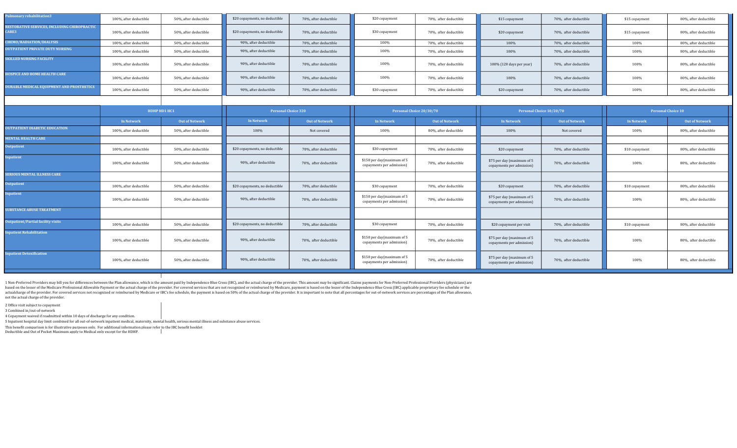| | | | | | | | | | | |
|---|---|---|---|---|---|---|---|---|---|---|
| Pulmonary rehabilitation3 | 100%, after deductible | 50%, after deductible | $20 copayments, no deductible | 70%, after deductible | $20 copayment | 70%, after deductible | $15 copayment | 70%, after deductible | $15 copayment | 80%, after deductible |
| RESTORATIVE SERVICES, INCLUDING CHIROPRACTIC CARE3 | 100%, after deductible | 50%, after deductible | $20 copayments, no deductible | 70%, after deductible | $30 copayment | 70%, after deductible | $20 copayment | 70%, after deductible | $15 copayment | 80%, after deductible |
| CHEMO/RADIATION/DIALYSIS | 100%, after deductible | 50%, after deductible | 90%, after deductible | 70%, after deductible | 100% | 70%, after deductible | 100% | 70%, after deductible | 100% | 80%, after deductible |
| OUTPATIENT PRIVATE DUTY NURSING | 100%, after deductible | 50%, after deductible | 90%, after deductible | 70%, after deductible | 100% | 70%, after deductible | 100% | 70%, after deductible | 100% | 80%, after deductible |
| SKILLED NURSING FACILITY | 100%, after deductible | 50%, after deductible | 90%, after deductible | 70%, after deductible | 100% | 70%, after deductible | 100% (120 days per year) | 70%, after deductible | 100% | 80%, after deductible |
| HOSPICE AND HOME HEALTH CARE | 100%, after deductible | 50%, after deductible | 90%, after deductible | 70%, after deductible | 100% | 70%, after deductible | 100% | 70%, after deductible | 100% | 80%, after deductible |
| DURABLE MEDICAL EQUIPMENT AND PROSTHETICS | 100%, after deductible | 50%, after deductible | 90%, after deductible | 70%, after deductible | $30 copayment | 70%, after deductible | $20 copayment | 70%, after deductible | 100% | 80%, after deductible |

| | HDHP HD1 HC1 | | Personal Choice 320 | | Personal Choice 20/30/70 | | Personal Choice 10/20/70 | | Personal Choice 10 | |
|---|---|---|---|---|---|---|---|---|---|---|
| | In Network | Out of Network | In Network | Out of Network | In Network | Out of Network | In Network | Out of Network | In Network | Out of Network |
| OUTPATIENT DIABETIC EDUCATION | 100%, after deductible | 50%, after deductible | 100% | Not covered | 100% | 80%, after deductible | 100% | Not covered | 100% | 80%, after deductible |
| MENTAL HEALTH CARE | | | | | | | | | | |
| Outpatient | 100%, after deductible | 50%, after deductible | $20 copayments, no deductible | 70%, after deductible | $30 copayment | 70%, after deductible | $20 copayment | 70%, after deductible | $10 copayment | 80%, after deductible |
| Inpatient | 100%, after deductible | 50%, after deductible | 90%, after deductible | 70%, after deductible | $150 per day(maximum of 5 copayments per admission) | 70%, after deductible | $75 per day (maximum of 5 copayments per admission) | 70%, after deductible | 100% | 80%, after deductible |
| SERIOUS MENTAL ILLNESS CARE | | | | | | | | | | |
| Outpatient | 100%, after deductible | 50%, after deductible | $20 copayments, no deductible | 70%, after deductible | $30 copayment | 70%, after deductible | $20 copayment | 70%, after deductible | $10 copayment | 80%, after deductible |
| Inpatient | 100%, after deductible | 50%, after deductible | 90%, after deductible | 70%, after deductible | $150 per day(maximum of 5 copayments per admission) | 70%, after deductible | $75 per day (maximum of 5 copayments per admission) | 70%, after deductible | 100% | 80%, after deductible |
| SUBSTANCE ABUSE TREATMENT | | | | | | | | | | |
| Outpatient/Partial facility visits | 100%, after deductible | 50%, after deductible | $20 copayments, no deductible | 70%, after deductible | $30 copayment | 70%, after deductible | $20 copayment per visit | 70%, after deductible | $10 copayment | 80%, after deductible |
| Inpatient Rehabilitation | 100%, after deductible | 50%, after deductible | 90%, after deductible | 70%, after deductible | $150 per day(maximum of 5 copayments per admission) | 70%, after deductible | $75 per day (maximum of 5 copayments per admission) | 70%, after deductible | 100% | 80%, after deductible |
| Inpatient Detoxification | 100%, after deductible | 50%, after deductible | 90%, after deductible | 70%, after deductible | $150 per day(maximum of 5 copayments per admission) | 70%, after deductible | $75 per day (maximum of 5 copayments per admission) | 70%, after deductible | 100% | 80%, after deductible |

1 Non-Preferred Providers may bill you for differences between the Plan allowance, which is the amount paid by Independence Blue Cross (IBC), and the actual charge of the provider. This amount may be significant. Claims payments for Non-Preferred Professional Providers (physicians) are based on the lesser of the Medicare Professional Allowable Payment or the actual charge of the provider. For covered services that are not recognized or reimbursed by Medicare, payment is based on the lesser of the Independence Blue Cross (IBC) applicable proprietary fee schedule or the actualcharge of the provider. For covered services not recognized or reimbursed by Medicare or IBC's fee schedule, the payment is based on 50% of the actual charge of the provider. It is important to note that all percentages for out-of-network services are percentages of the Plan allowance, not the actual charge of the provider.

2 Office visit subject to copayment

3 Combined in/out-of-network

4 Copayment waived if readmitted within 10 days of discharge for any condition.

5 Inpatient hospital day limit combined for all out-of-network inpatient medical, maternity, mental health, serious mental illness and substance abuse services.

This benefit comparison is for illustrative purposes only. For additional information please refer to the IBC benefit booklet

Deductible and Out of Pocket Maximum apply to Medical only except for the HDHP.